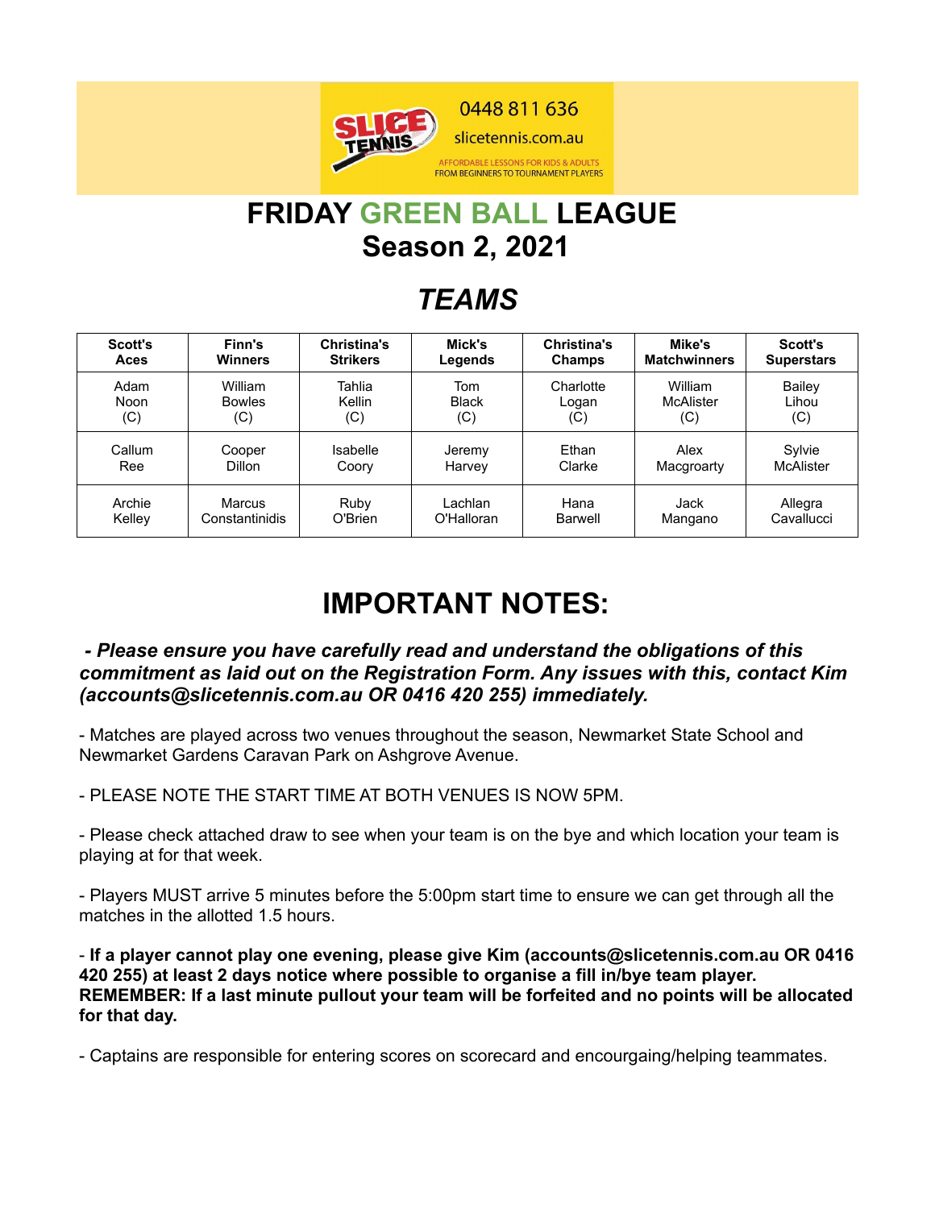0448 811 636

slicetennis.com.au

AFFORDABLE LESSONS FOR KIDS & ADULTS
FROM BEGINNERS TO TOURNAMENT PLAYERS

# FRIDAY GREEN BALL LEAGUE
# Season 2, 2021

## *TEAMS*

| Scott's Aces | Finn's Winners | Christina's Strikers | Mick's Legends | Christina's Champs | Mike's Matchwinners | Scott's Superstars |
|---|---|---|---|---|---|---|
| Adam Noon (C) | William Bowles (C) | Tahlia Kellin (C) | Tom Black (C) | Charlotte Logan (C) | William McAlister (C) | Bailey Lihou (C) |
| Callum Ree | Cooper Dillon | Isabelle Coory | Jeremy Harvey | Ethan Clarke | Alex Macgroarty | Sylvie McAlister |
| Archie Kelley | Marcus Constantinidis | Ruby O'Brien | Lachlan O'Halloran | Hana Barwell | Jack Mangano | Allegra Cavallucci |

# IMPORTANT NOTES:

***- Please ensure you have carefully read and understand the obligations of this commitment as laid out on the Registration Form. Any issues with this, contact Kim (accounts@slicetennis.com.au OR 0416 420 255) immediately.***

- Matches are played across two venues throughout the season, Newmarket State School and Newmarket Gardens Caravan Park on Ashgrove Avenue.

- PLEASE NOTE THE START TIME AT BOTH VENUES IS NOW 5PM.

- Please check attached draw to see when your team is on the bye and which location your team is playing at for that week.

- Players MUST arrive 5 minutes before the 5:00pm start time to ensure we can get through all the matches in the allotted 1.5 hours.

- **If a player cannot play one evening, please give Kim (accounts@slicetennis.com.au OR 0416 420 255) at least 2 days notice where possible to organise a fill in/bye team player. REMEMBER: If a last minute pullout your team will be forfeited and no points will be allocated for that day.**

- Captains are responsible for entering scores on scorecard and encourgaing/helping teammates.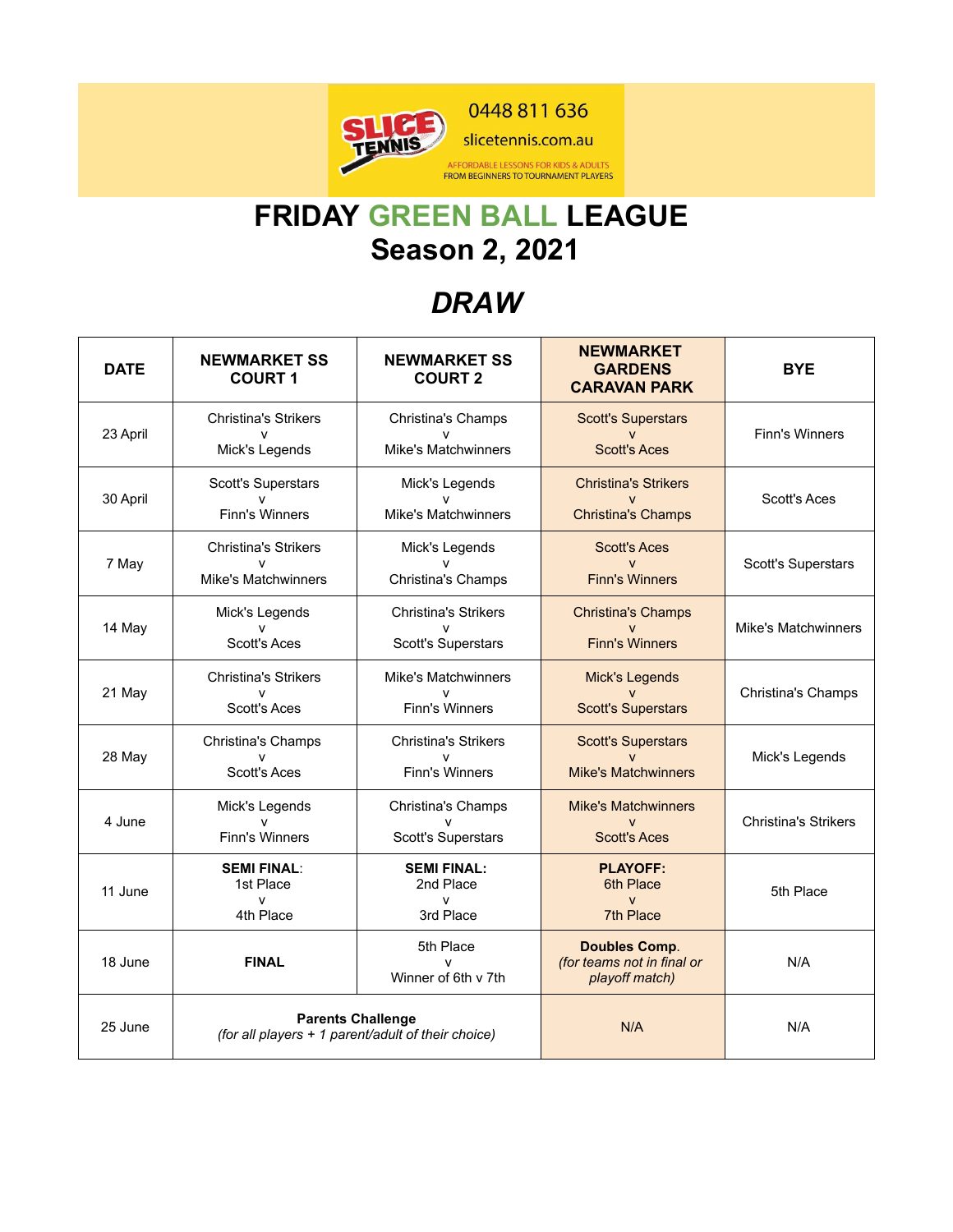0448 811 636

slicetennis.com.au

AFFORDABLE LESSONS FOR KIDS & ADULTS
FROM BEGINNERS TO TOURNAMENT PLAYERS

# FRIDAY GREEN BALL LEAGUE
# Season 2, 2021

## *DRAW*

| DATE | NEWMARKET SS COURT 1 | NEWMARKET SS COURT 2 | NEWMARKET GARDENS CARAVAN PARK | BYE |
|---|---|---|---|---|
| 23 April | Christina's Strikers v Mick's Legends | Christina's Champs v Mike's Matchwinners | Scott's Superstars v Scott's Aces | Finn's Winners |
| 30 April | Scott's Superstars v Finn's Winners | Mick's Legends v Mike's Matchwinners | Christina's Strikers v Christina's Champs | Scott's Aces |
| 7 May | Christina's Strikers v Mike's Matchwinners | Mick's Legends v Christina's Champs | Scott's Aces v Finn's Winners | Scott's Superstars |
| 14 May | Mick's Legends v Scott's Aces | Christina's Strikers v Scott's Superstars | Christina's Champs v Finn's Winners | Mike's Matchwinners |
| 21 May | Christina's Strikers v Scott's Aces | Mike's Matchwinners v Finn's Winners | Mick's Legends v Scott's Superstars | Christina's Champs |
| 28 May | Christina's Champs v Scott's Aces | Christina's Strikers v Finn's Winners | Scott's Superstars v Mike's Matchwinners | Mick's Legends |
| 4 June | Mick's Legends v Finn's Winners | Christina's Champs v Scott's Superstars | Mike's Matchwinners v Scott's Aces | Christina's Strikers |
| 11 June | **SEMI FINAL**: 1st Place v 4th Place | **SEMI FINAL:** 2nd Place v 3rd Place | **PLAYOFF:** 6th Place v 7th Place | 5th Place |
| 18 June | **FINAL** | 5th Place v Winner of 6th v 7th | **Doubles Comp**. *(for teams not in final or playoff match)* | N/A |
| 25 June | **Parents Challenge** *(for all players + 1 parent/adult of their choice)* | | N/A | N/A |